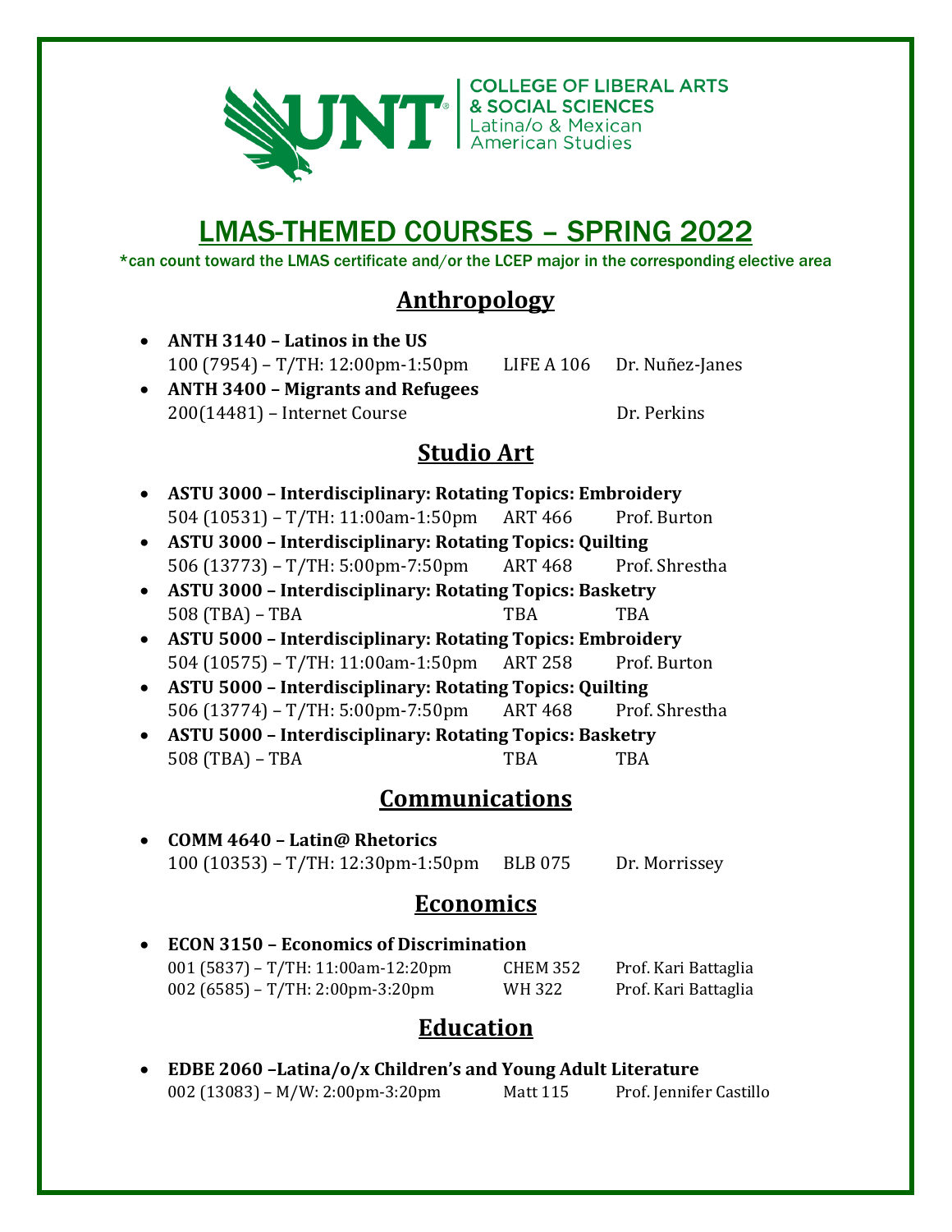COLLEGE OF LIBERAL ARTS & SOCIAL SCIENCES
Latina/o & Mexican American Studies

# LMAS-THEMED COURSES – SPRING 2022

*can count toward the LMAS certificate and/or the LCEP major in the corresponding elective area

## Anthropology

- **ANTH 3140 – Latinos in the US**
  100 (7954) – T/TH: 12:00pm-1:50pm LIFE A 106 Dr. Nuñez-Janes
- **ANTH 3400 – Migrants and Refugees**
  200(14481) – Internet Course Dr. Perkins

## Studio Art

- **ASTU 3000 – Interdisciplinary: Rotating Topics: Embroidery**
  504 (10531) – T/TH: 11:00am-1:50pm ART 466 Prof. Burton
- **ASTU 3000 – Interdisciplinary: Rotating Topics: Quilting**
  506 (13773) – T/TH: 5:00pm-7:50pm ART 468 Prof. Shrestha
- **ASTU 3000 – Interdisciplinary: Rotating Topics: Basketry**
  508 (TBA) – TBA TBA TBA
- **ASTU 5000 – Interdisciplinary: Rotating Topics: Embroidery**
  504 (10575) – T/TH: 11:00am-1:50pm ART 258 Prof. Burton
- **ASTU 5000 – Interdisciplinary: Rotating Topics: Quilting**
  506 (13774) – T/TH: 5:00pm-7:50pm ART 468 Prof. Shrestha
- **ASTU 5000 – Interdisciplinary: Rotating Topics: Basketry**
  508 (TBA) – TBA TBA TBA

## Communications

- **COMM 4640 – Latin@ Rhetorics**
  100 (10353) – T/TH: 12:30pm-1:50pm BLB 075 Dr. Morrissey

## Economics

- **ECON 3150 – Economics of Discrimination**
  001 (5837) – T/TH: 11:00am-12:20pm CHEM 352 Prof. Kari Battaglia
  002 (6585) – T/TH: 2:00pm-3:20pm WH 322 Prof. Kari Battaglia

## Education

- **EDBE 2060 –Latina/o/x Children's and Young Adult Literature**
  002 (13083) – M/W: 2:00pm-3:20pm Matt 115 Prof. Jennifer Castillo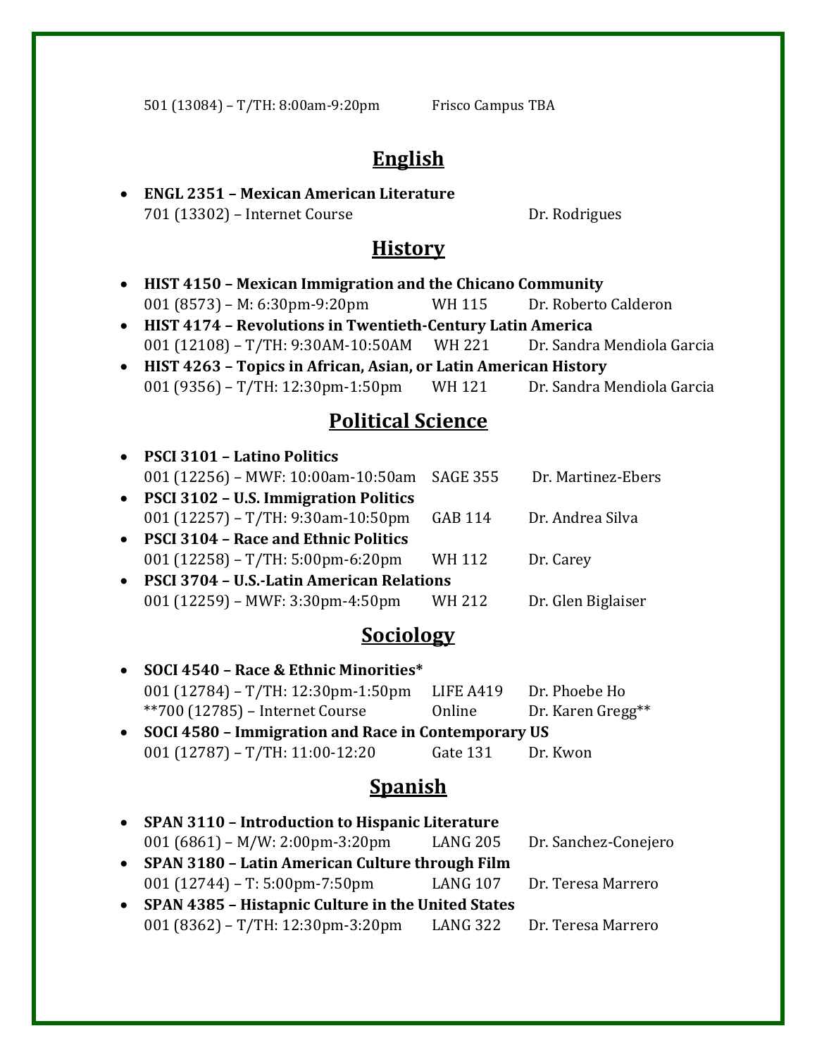501 (13084) – T/TH: 8:00am-9:20pm Frisco Campus TBA

## English

- **ENGL 2351 – Mexican American Literature**
  701 (13302) – Internet Course Dr. Rodrigues

## History

- **HIST 4150 – Mexican Immigration and the Chicano Community**
  001 (8573) – M: 6:30pm-9:20pm WH 115 Dr. Roberto Calderon
- **HIST 4174 – Revolutions in Twentieth-Century Latin America**
  001 (12108) – T/TH: 9:30AM-10:50AM WH 221 Dr. Sandra Mendiola Garcia
- **HIST 4263 – Topics in African, Asian, or Latin American History**
  001 (9356) – T/TH: 12:30pm-1:50pm WH 121 Dr. Sandra Mendiola Garcia

## Political Science

- **PSCI 3101 – Latino Politics**
  001 (12256) – MWF: 10:00am-10:50am SAGE 355 Dr. Martinez-Ebers
- **PSCI 3102 – U.S. Immigration Politics**
  001 (12257) – T/TH: 9:30am-10:50pm GAB 114 Dr. Andrea Silva
- **PSCI 3104 – Race and Ethnic Politics**
  001 (12258) – T/TH: 5:00pm-6:20pm WH 112 Dr. Carey
- **PSCI 3704 – U.S.-Latin American Relations**
  001 (12259) – MWF: 3:30pm-4:50pm WH 212 Dr. Glen Biglaiser

## Sociology

- **SOCI 4540 – Race & Ethnic Minorities***
  001 (12784) – T/TH: 12:30pm-1:50pm LIFE A419 Dr. Phoebe Ho
  **700 (12785) – Internet Course Online Dr. Karen Gregg**
- **SOCI 4580 – Immigration and Race in Contemporary US**
  001 (12787) – T/TH: 11:00-12:20 Gate 131 Dr. Kwon

## Spanish

- **SPAN 3110 – Introduction to Hispanic Literature**
  001 (6861) – M/W: 2:00pm-3:20pm LANG 205 Dr. Sanchez-Conejero
- **SPAN 3180 – Latin American Culture through Film**
  001 (12744) – T: 5:00pm-7:50pm LANG 107 Dr. Teresa Marrero
- **SPAN 4385 – Histapnic Culture in the United States**
  001 (8362) – T/TH: 12:30pm-3:20pm LANG 322 Dr. Teresa Marrero